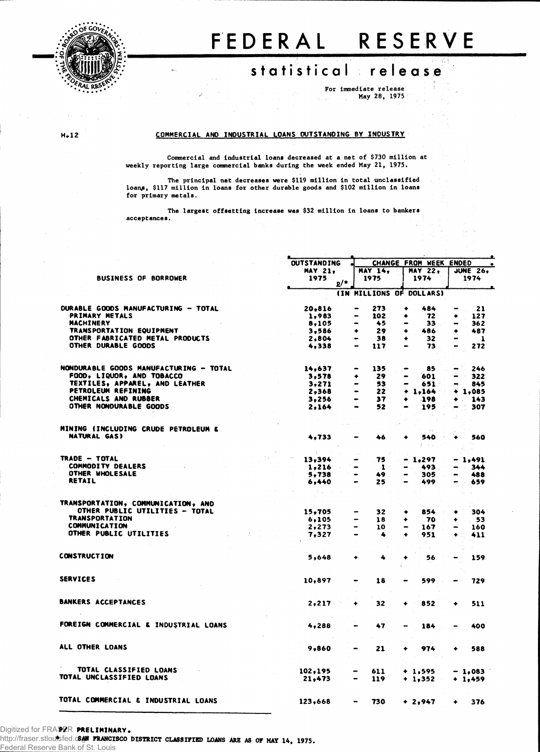# FEDERAL RESERVE

## statistical release

For immediate release
May 28, 1975

H.12

### COMMERCIAL AND INDUSTRIAL LOANS OUTSTANDING BY INDUSTRY

Commercial and industrial loans decreased at a net of $730 million at weekly reporting large commercial banks during the week ended May 21, 1975.

The principal net decreases were $119 million in total unclassified loans, $117 million in loans for other durable goods and $102 million in loans for primary metals.

The largest offsetting increase was $32 million in loans to bankers acceptances.

| BUSINESS OF BORROWER | OUTSTANDING MAY 21, 1975 p/* | CHANGE FROM WEEK ENDED MAY 14, 1975 | MAY 22, 1974 | JUNE 26, 1974 |
|---|---|---|---|---|
| | (IN MILLIONS OF DOLLARS) | | | |
| DURABLE GOODS MANUFACTURING - TOTAL | 20,816 | - 273 | + 484 | - 21 |
| PRIMARY METALS | 1,983 | - 102 | + 72 | + 127 |
| MACHINERY | 8,105 | - 45 | - 33 | - 362 |
| TRANSPORTATION EQUIPMENT | 3,586 | + 29 | + 486 | + 487 |
| OTHER FABRICATED METAL PRODUCTS | 2,804 | - 38 | + 32 | - 1 |
| OTHER DURABLE GOODS | 4,338 | - 117 | - 73 | - 272 |
| NONDURABLE GOODS MANUFACTURING - TOTAL | 14,637 | - 135 | - 85 | - 246 |
| FOOD, LIQUOR, AND TOBACCO | 3,578 | + 29 | - 601 | - 322 |
| TEXTILES, APPAREL, AND LEATHER | 3,271 | - 53 | - 651 | - 845 |
| PETROLEUM REFINING | 2,368 | - 22 | + 1,164 | + 1,085 |
| CHEMICALS AND RUBBER | 3,256 | - 37 | + 198 | + 143 |
| OTHER NONDURABLE GOODS | 2,164 | - 52 | - 195 | - 307 |
| MINING (INCLUDING CRUDE PETROLEUM & NATURAL GAS) | 4,733 | - 46 | + 540 | + 560 |
| TRADE - TOTAL | 13,394 | - 75 | - 1,297 | - 1,491 |
| COMMODITY DEALERS | 1,216 | - 1 | - 493 | - 344 |
| OTHER WHOLESALE | 5,738 | - 49 | - 305 | - 488 |
| RETAIL | 6,440 | - 25 | - 499 | - 659 |
| TRANSPORTATION, COMMUNICATION, AND OTHER PUBLIC UTILITIES - TOTAL | 15,705 | - 32 | + 854 | + 304 |
| TRANSPORTATION | 6,105 | - 18 | + 70 | + 53 |
| COMMUNICATION | 2,273 | - 10 | - 167 | - 160 |
| OTHER PUBLIC UTILITIES | 7,327 | - 4 | + 951 | + 411 |
| CONSTRUCTION | 5,648 | + 4 | + 56 | - 159 |
| SERVICES | 10,897 | - 18 | - 599 | - 729 |
| BANKERS ACCEPTANCES | 2,217 | + 32 | + 852 | + 511 |
| FOREIGN COMMERCIAL & INDUSTRIAL LOANS | 4,288 | - 47 | - 184 | - 400 |
| ALL OTHER LOANS | 9,860 | - 21 | + 974 | + 588 |
| TOTAL CLASSIFIED LOANS | 102,195 | - 611 | + 1,595 | - 1,083 |
| TOTAL UNCLASSIFIED LOANS | 21,473 | - 119 | + 1,352 | + 1,459 |
| TOTAL COMMERCIAL & INDUSTRIAL LOANS | 123,668 | - 730 | + 2,947 | + 376 |

P/ PRELIMINARY.
* SAN FRANCISCO DISTRICT CLASSIFIED LOANS ARE AS OF MAY 14, 1975.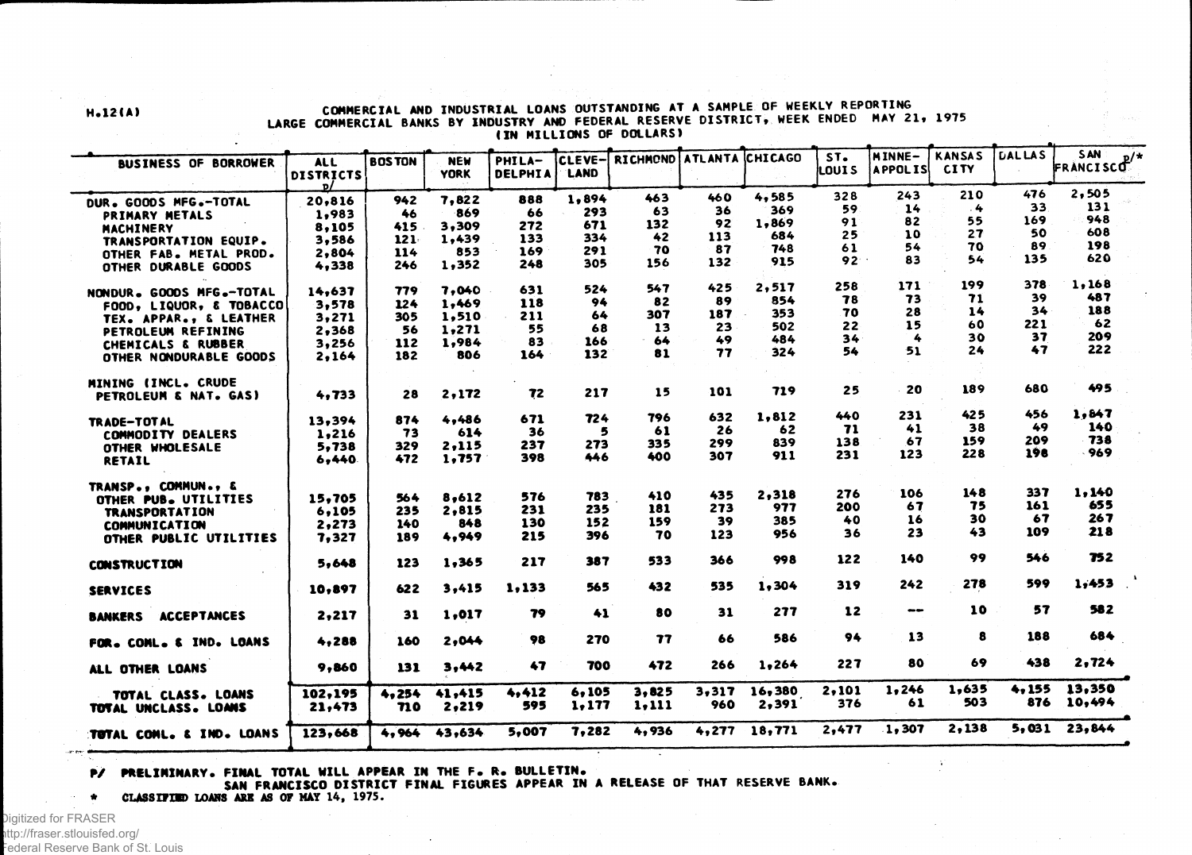H.12(A)

# COMMERCIAL AND INDUSTRIAL LOANS OUTSTANDING AT A SAMPLE OF WEEKLY REPORTING LARGE COMMERCIAL BANKS BY INDUSTRY AND FEDERAL RESERVE DISTRICT, WEEK ENDED MAY 21, 1975
(IN MILLIONS OF DOLLARS)

| BUSINESS OF BORROWER | ALL DISTRICTS p/ | BOSTON | NEW YORK | PHILA-DELPHIA | CLEVE-LAND | RICHMOND | ATLANTA | CHICAGO | ST. LOUIS | MINNE-APOLIS | KANSAS CITY | DALLAS | SAN FRANCISCO p/* |
|---|---|---|---|---|---|---|---|---|---|---|---|---|---|
| DUR. GOODS MFG.-TOTAL | 20,816 | 942 | 7,822 | 888 | 1,894 | 463 | 460 | 4,585 | 328 | 243 | 210 | 476 | 2,505 |
| PRIMARY METALS | 1,983 | 46 | 869 | 66 | 293 | 63 | 36 | 369 | 59 | 14 | 4 | 33 | 131 |
| MACHINERY | 8,105 | 415 | 3,309 | 272 | 671 | 132 | 92 | 1,869 | 91 | 82 | 55 | 169 | 948 |
| TRANSPORTATION EQUIP. | 3,586 | 121 | 1,439 | 133 | 334 | 42 | 113 | 684 | 25 | 10 | 27 | 50 | 608 |
| OTHER FAB. METAL PROD. | 2,804 | 114 | 853 | 169 | 291 | 70 | 87 | 748 | 61 | 54 | 70 | 89 | 198 |
| OTHER DURABLE GOODS | 4,338 | 246 | 1,352 | 248 | 305 | 156 | 132 | 915 | 92 | 83 | 54 | 135 | 620 |
| NONDUR. GOODS MFG.-TOTAL | 14,637 | 779 | 7,040 | 631 | 524 | 547 | 425 | 2,517 | 258 | 171 | 199 | 378 | 1,168 |
| FOOD, LIQUOR, & TOBACCO | 3,578 | 124 | 1,469 | 118 | 94 | 82 | 89 | 854 | 78 | 73 | 71 | 39 | 487 |
| TEX. APPAR., & LEATHER | 3,271 | 305 | 1,510 | 211 | 64 | 307 | 187 | 353 | 70 | 28 | 14 | 34 | 188 |
| PETROLEUM REFINING | 2,368 | 56 | 1,271 | 55 | 68 | 13 | 23 | 502 | 22 | 15 | 60 | 221 | 62 |
| CHEMICALS & RUBBER | 3,256 | 112 | 1,984 | 83 | 166 | 64 | 49 | 484 | 34 | 4 | 30 | 37 | 209 |
| OTHER NONDURABLE GOODS | 2,164 | 182 | 806 | 164 | 132 | 81 | 77 | 324 | 54 | 51 | 24 | 47 | 222 |
| MINING (INCL. CRUDE PETROLEUM & NAT. GAS) | 4,733 | 28 | 2,172 | 72 | 217 | 15 | 101 | 719 | 25 | 20 | 189 | 680 | 495 |
| TRADE-TOTAL | 13,394 | 874 | 4,486 | 671 | 724 | 796 | 632 | 1,812 | 440 | 231 | 425 | 456 | 1,847 |
| COMMODITY DEALERS | 1,216 | 73 | 614 | 36 | 5 | 61 | 26 | 62 | 71 | 41 | 38 | 49 | 140 |
| OTHER WHOLESALE | 5,738 | 329 | 2,115 | 237 | 273 | 335 | 299 | 839 | 138 | 67 | 159 | 209 | 738 |
| RETAIL | 6,440 | 472 | 1,757 | 398 | 446 | 400 | 307 | 911 | 231 | 123 | 228 | 198 | 969 |
| TRANSP., COMMUN., & OTHER PUB. UTILITIES | 15,705 | 564 | 8,612 | 576 | 783 | 410 | 435 | 2,318 | 276 | 106 | 148 | 337 | 1,140 |
| TRANSPORTATION | 6,105 | 235 | 2,815 | 231 | 235 | 181 | 273 | 977 | 200 | 67 | 75 | 161 | 655 |
| COMMUNICATION | 2,273 | 140 | 848 | 130 | 152 | 159 | 39 | 385 | 40 | 16 | 30 | 67 | 267 |
| OTHER PUBLIC UTILITIES | 7,327 | 189 | 4,949 | 215 | 396 | 70 | 123 | 956 | 36 | 23 | 43 | 109 | 218 |
| CONSTRUCTION | 5,648 | 123 | 1,365 | 217 | 387 | 533 | 366 | 998 | 122 | 140 | 99 | 546 | 752 |
| SERVICES | 10,897 | 622 | 3,415 | 1,133 | 565 | 432 | 535 | 1,304 | 319 | 242 | 278 | 599 | 1,453 |
| BANKERS ACCEPTANCES | 2,217 | 31 | 1,017 | 79 | 41 | 80 | 31 | 277 | 12 | -- | 10 | 57 | 582 |
| FOR. COML. & IND. LOANS | 4,288 | 160 | 2,044 | 98 | 270 | 77 | 66 | 586 | 94 | 13 | 8 | 188 | 684 |
| ALL OTHER LOANS | 9,860 | 131 | 3,442 | 47 | 700 | 472 | 266 | 1,264 | 227 | 80 | 69 | 438 | 2,724 |
| TOTAL CLASS. LOANS | 102,195 | 4,254 | 41,415 | 4,412 | 6,105 | 3,825 | 3,317 | 16,380 | 2,101 | 1,246 | 1,635 | 4,155 | 13,350 |
| TOTAL UNCLASS. LOANS | 21,473 | 710 | 2,219 | 595 | 1,177 | 1,111 | 960 | 2,391 | 376 | 61 | 503 | 876 | 10,494 |
| TOTAL COML. & IND. LOANS | 123,668 | 4,964 | 43,634 | 5,007 | 7,282 | 4,936 | 4,277 | 18,771 | 2,477 | 1,307 | 2,138 | 5,031 | 23,844 |

P/ PRELIMINARY. FINAL TOTAL WILL APPEAR IN THE F. R. BULLETIN.
SAN FRANCISCO DISTRICT FINAL FIGURES APPEAR IN A RELEASE OF THAT RESERVE BANK.

\* CLASSIFIED LOANS ARE AS OF MAY 14, 1975.

Digitized for FRASER
http://fraser.stlouisfed.org/
Federal Reserve Bank of St. Louis